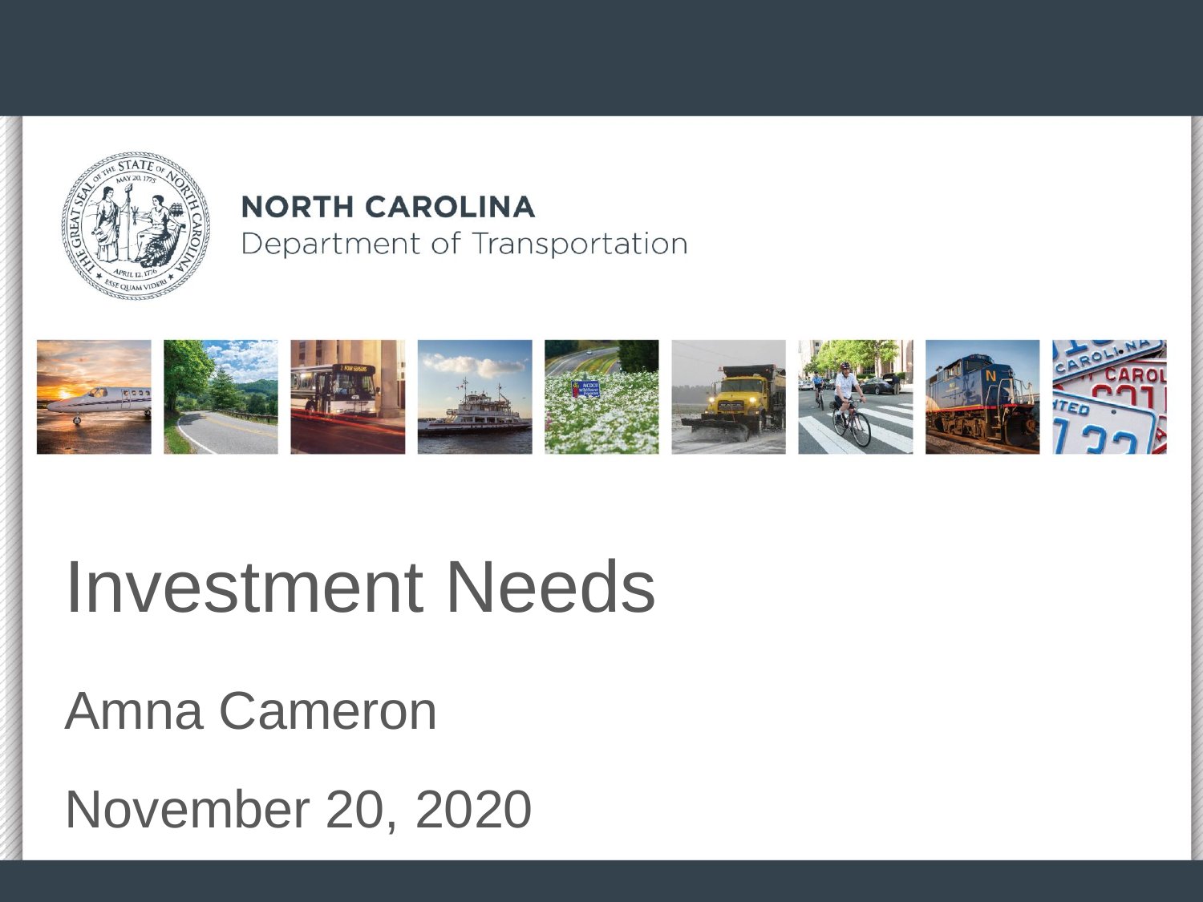NORTH CAROLINA
Department of Transportation

# Investment Needs

Amna Cameron

November 20, 2020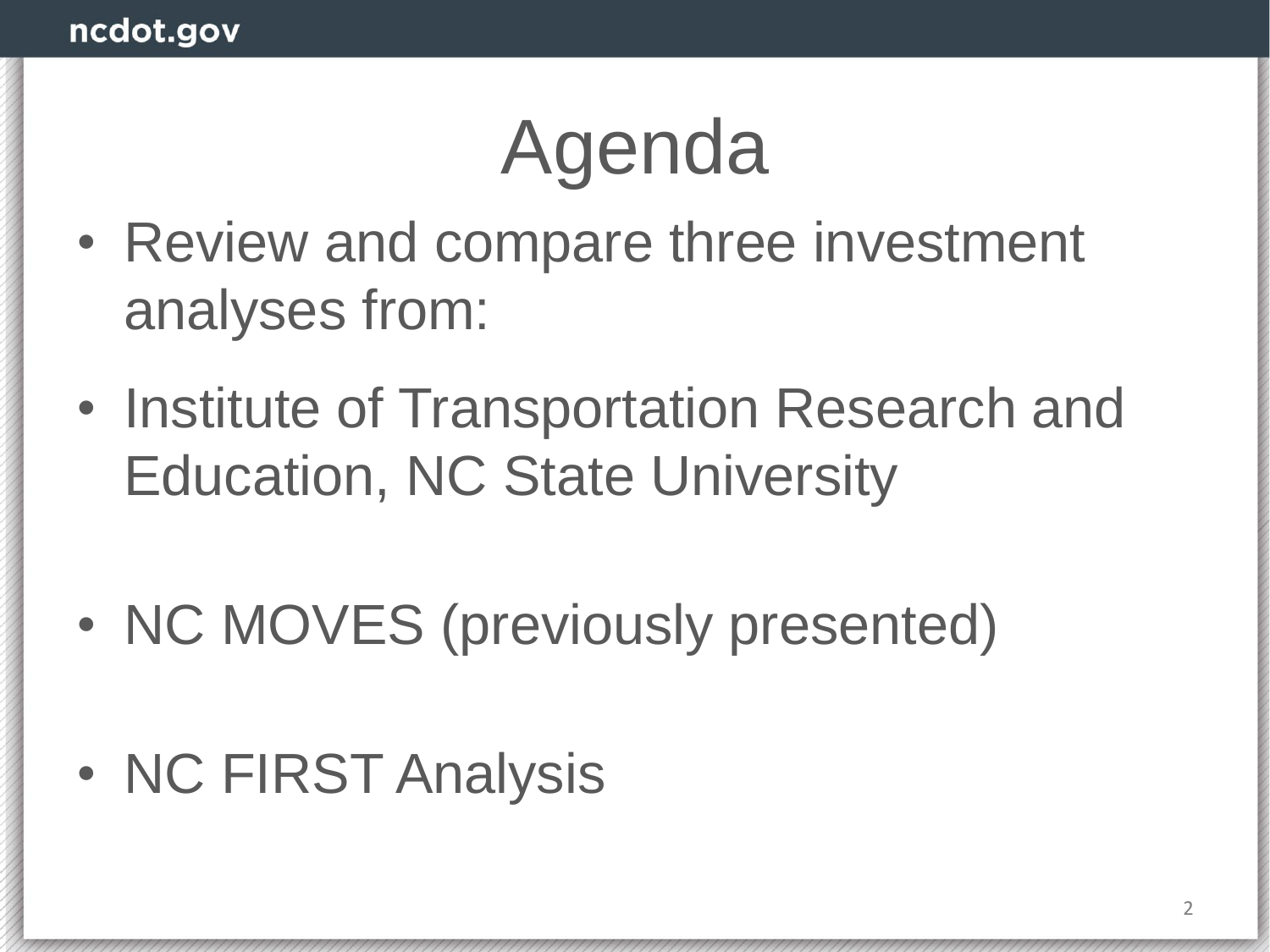# Agenda

- Review and compare three investment analyses from:
- Institute of Transportation Research and Education, NC State University
- NC MOVES (previously presented)
- NC FIRST Analysis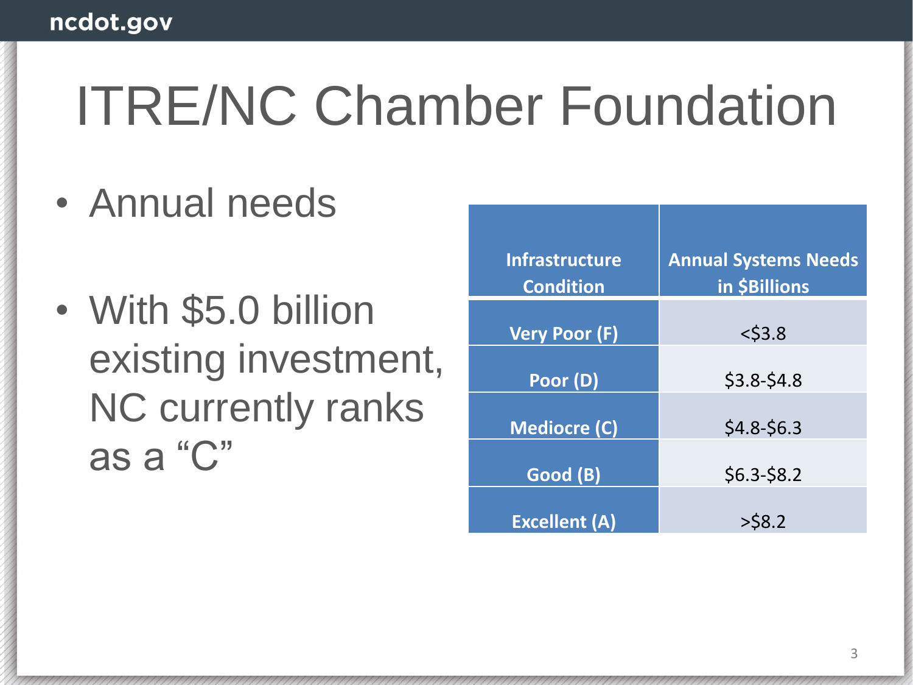# ITRE/NC Chamber Foundation

- Annual needs

- With $5.0 billion existing investment, NC currently ranks as a “C”

| Infrastructure Condition | Annual Systems Needs in $Billions |
|---|---|
| Very Poor (F) | <$3.8 |
| Poor (D) | $3.8-$4.8 |
| Mediocre (C) | $4.8-$6.3 |
| Good (B) | $6.3-$8.2 |
| Excellent (A) | >$8.2 |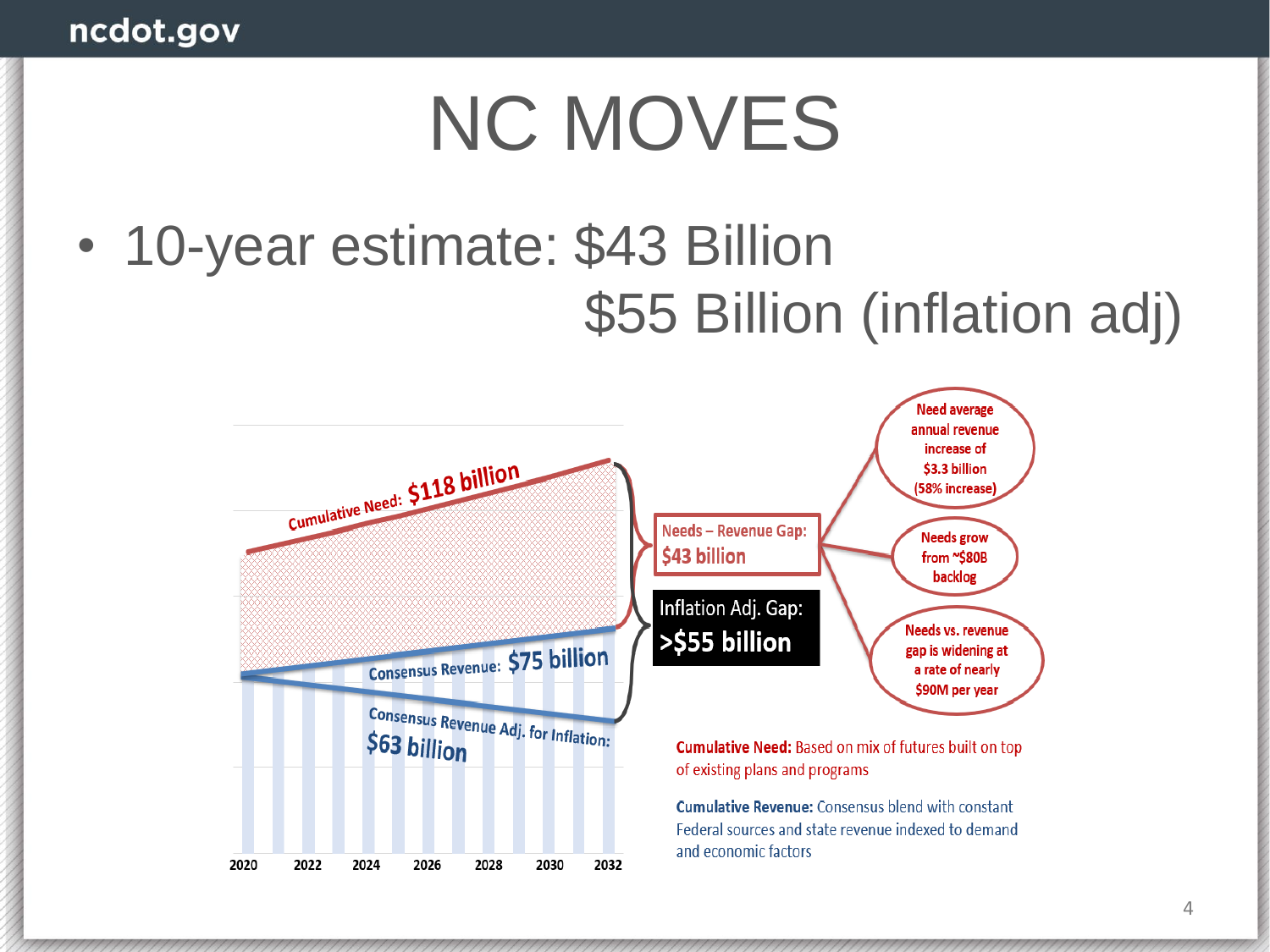# NC MOVES

- 10-year estimate: $43 Billion
  $55 Billion (inflation adj)

Cumulative Need: $118 billion

Consensus Revenue: $75 billion

Consensus Revenue Adj. for Inflation: $63 billion

2020 2022 2024 2026 2028 2030 2032

Needs – Revenue Gap: $43 billion

Inflation Adj. Gap: >$55 billion

Need average annual revenue increase of $3.3 billion (58% increase)

Needs grow from ~$80B backlog

Needs vs. revenue gap is widening at a rate of nearly $90M per year

**Cumulative Need:** Based on mix of futures built on top of existing plans and programs

**Cumulative Revenue:** Consensus blend with constant Federal sources and state revenue indexed to demand and economic factors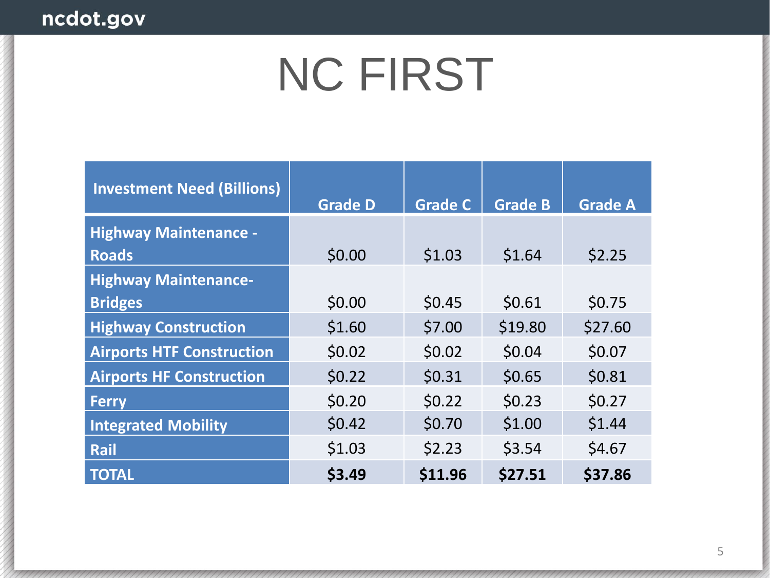# NC FIRST

| Investment Need (Billions) | Grade D | Grade C | Grade B | Grade A |
|---|---|---|---|---|
| Highway Maintenance - Roads | $0.00 | $1.03 | $1.64 | $2.25 |
| Highway Maintenance- Bridges | $0.00 | $0.45 | $0.61 | $0.75 |
| Highway Construction | $1.60 | $7.00 | $19.80 | $27.60 |
| Airports HTF Construction | $0.02 | $0.02 | $0.04 | $0.07 |
| Airports HF Construction | $0.22 | $0.31 | $0.65 | $0.81 |
| Ferry | $0.20 | $0.22 | $0.23 | $0.27 |
| Integrated Mobility | $0.42 | $0.70 | $1.00 | $1.44 |
| Rail | $1.03 | $2.23 | $3.54 | $4.67 |
| **TOTAL** | **$3.49** | **$11.96** | **$27.51** | **$37.86** |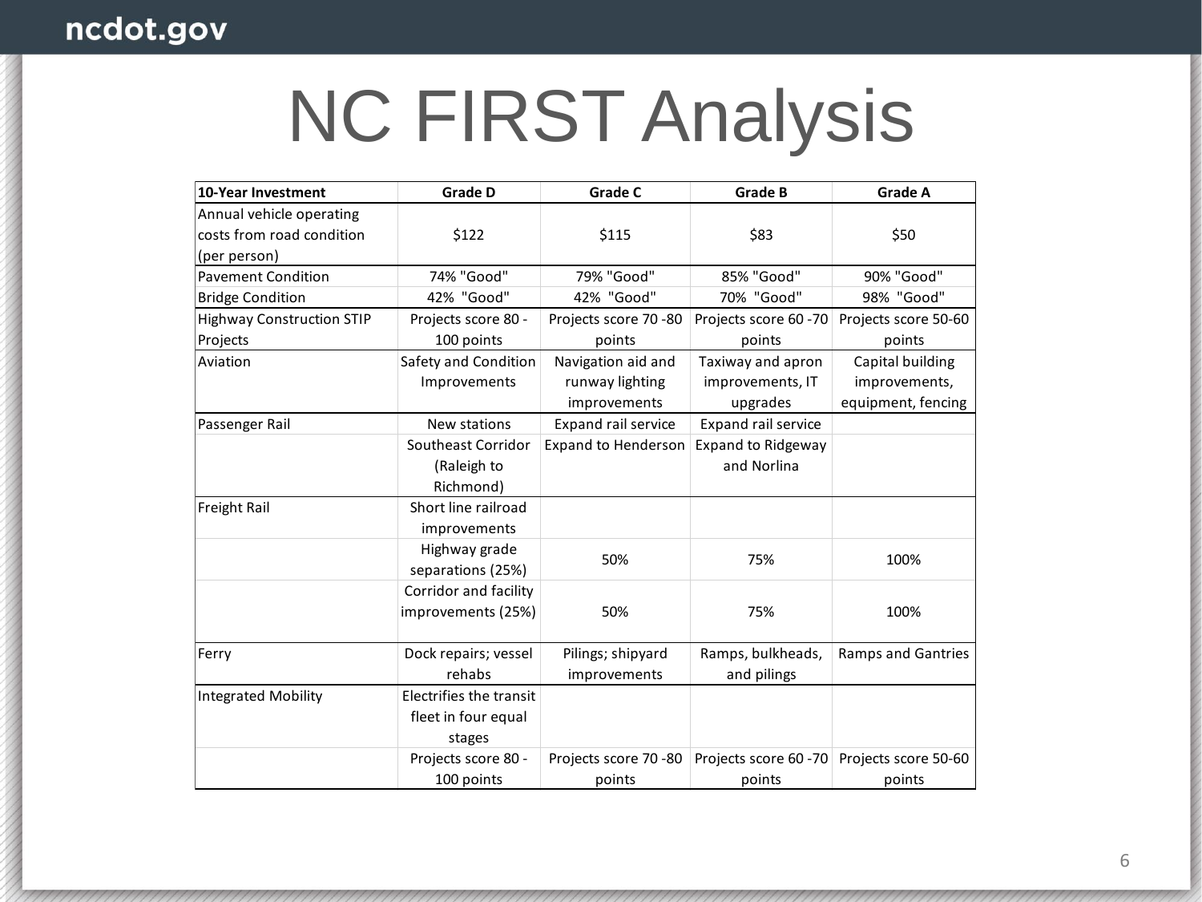# NC FIRST Analysis

| 10-Year Investment | Grade D | Grade C | Grade B | Grade A |
|---|---|---|---|---|
| Annual vehicle operating costs from road condition (per person) | $122 | $115 | $83 | $50 |
| Pavement Condition | 74% "Good" | 79% "Good" | 85% "Good" | 90% "Good" |
| Bridge Condition | 42% "Good" | 42% "Good" | 70% "Good" | 98% "Good" |
| Highway Construction STIP Projects | Projects score 80 - 100 points | Projects score 70 -80 points | Projects score 60 -70 points | Projects score 50-60 points |
| Aviation | Safety and Condition Improvements | Navigation aid and runway lighting improvements | Taxiway and apron improvements, IT upgrades | Capital building improvements, equipment, fencing |
| Passenger Rail | New stations | Expand rail service | Expand rail service | |
| | Southeast Corridor (Raleigh to Richmond) | Expand to Henderson | Expand to Ridgeway and Norlina | |
| Freight Rail | Short line railroad improvements | | | |
| | Highway grade separations (25%) | 50% | 75% | 100% |
| | Corridor and facility improvements (25%) | 50% | 75% | 100% |
| Ferry | Dock repairs; vessel rehabs | Pilings; shipyard improvements | Ramps, bulkheads, and pilings | Ramps and Gantries |
| Integrated Mobility | Electrifies the transit fleet in four equal stages | | | |
| | Projects score 80 - 100 points | Projects score 70 -80 points | Projects score 60 -70 points | Projects score 50-60 points |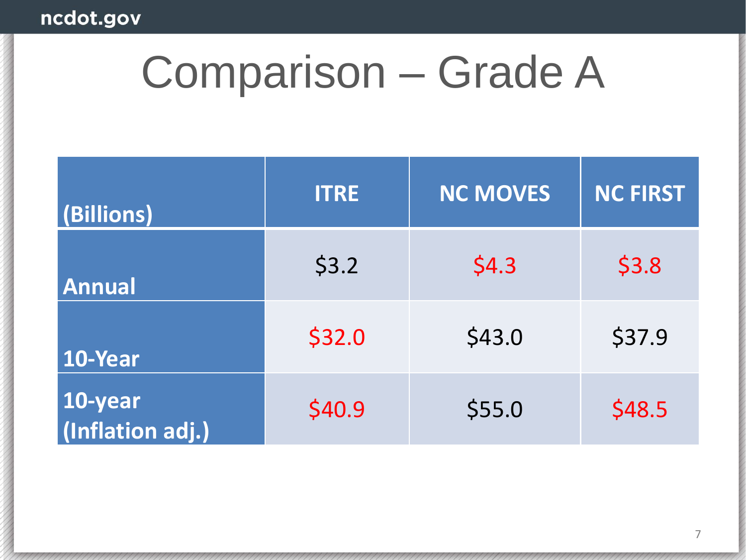# Comparison – Grade A

| (Billions) | ITRE | NC MOVES | NC FIRST |
|---|---|---|---|
| **Annual** | $3.2 | $4.3 | $3.8 |
| **10-Year** | $32.0 | $43.0 | $37.9 |
| **10-year (Inflation adj.)** | $40.9 | $55.0 | $48.5 |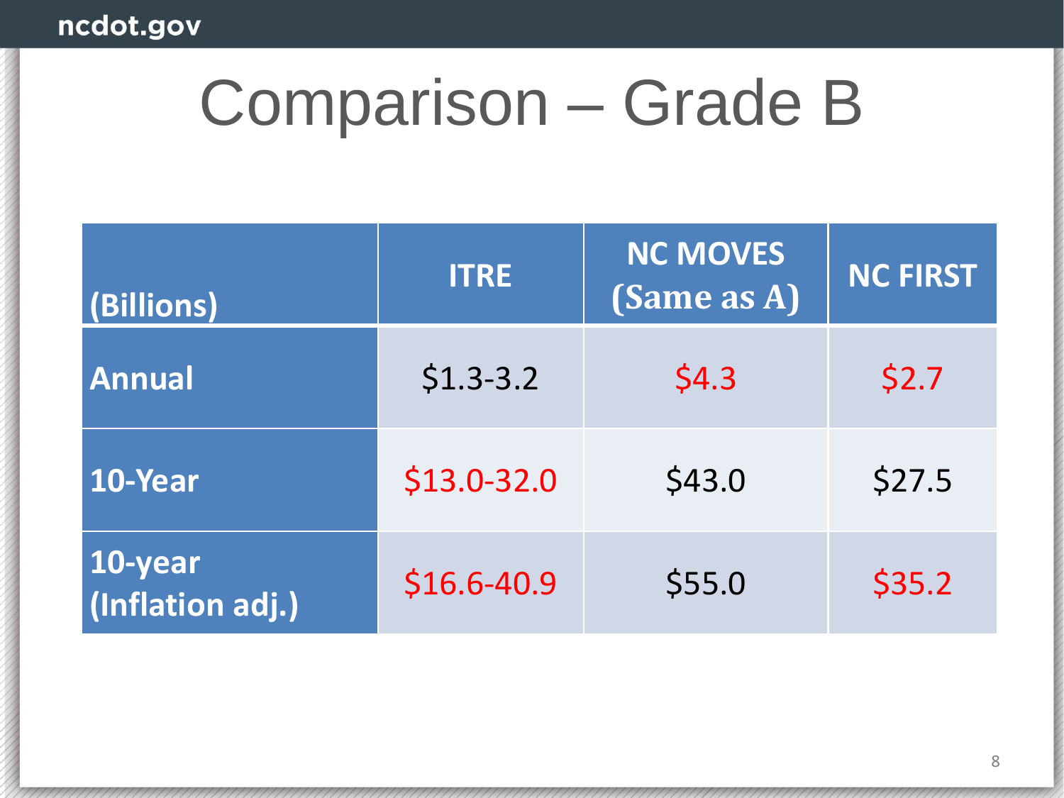# Comparison – Grade B

| (Billions) | ITRE | NC MOVES (Same as A) | NC FIRST |
|---|---|---|---|
| **Annual** | $1.3-3.2 | $4.3 | $2.7 |
| **10-Year** | $13.0-32.0 | $43.0 | $27.5 |
| **10-year (Inflation adj.)** | $16.6-40.9 | $55.0 | $35.2 |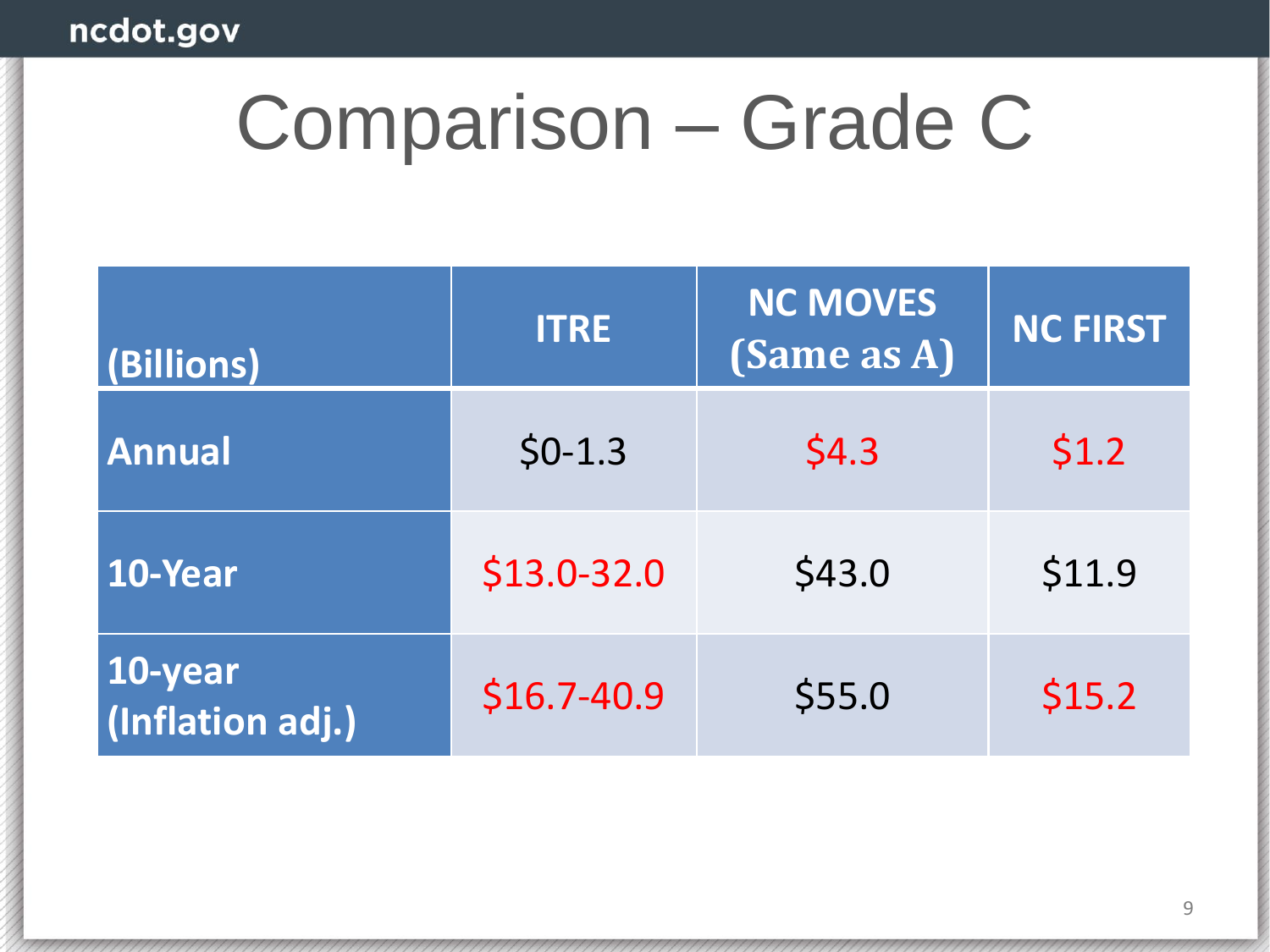# Comparison – Grade C

| (Billions) | ITRE | NC MOVES (Same as A) | NC FIRST |
|---|---|---|---|
| Annual | $0-1.3 | $4.3 | $1.2 |
| 10-Year | $13.0-32.0 | $43.0 | $11.9 |
| 10-year (Inflation adj.) | $16.7-40.9 | $55.0 | $15.2 |